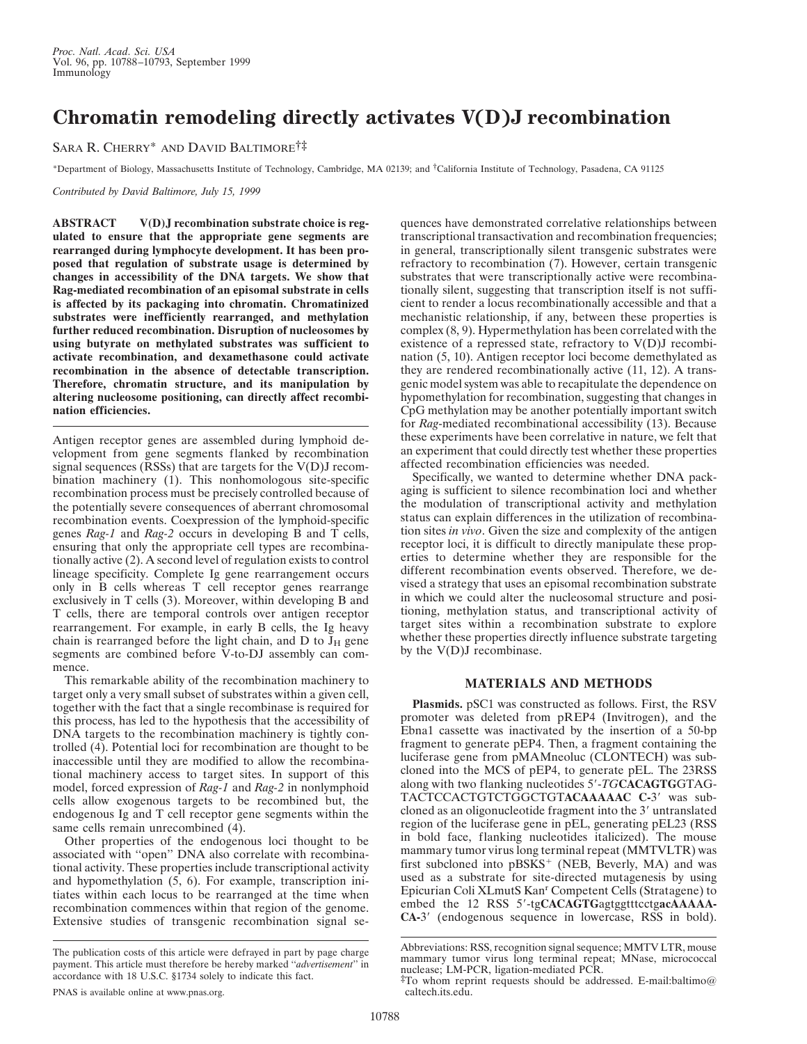# Chromatin remodeling directly activates V(D)J recombination

Sara R. Cherry* and David Baltimore[†‡]

*Department of Biology, Massachusetts Institute of Technology, Cambridge, MA 02139; and [†]California Institute of Technology, Pasadena, CA 91125

*Contributed by David Baltimore, July 15, 1999*

**ABSTRACT** **V(D)J recombination substrate choice is regulated to ensure that the appropriate gene segments are rearranged during lymphocyte development. It has been proposed that regulation of substrate usage is determined by changes in accessibility of the DNA targets. We show that Rag-mediated recombination of an episomal substrate in cells is affected by its packaging into chromatin. Chromatinized substrates were inefficiently rearranged, and methylation further reduced recombination. Disruption of nucleosomes by using butyrate on methylated substrates was sufficient to activate recombination, and dexamethasone could activate recombination in the absence of detectable transcription. Therefore, chromatin structure, and its manipulation by altering nucleosome positioning, can directly affect recombination efficiencies.**

Antigen receptor genes are assembled during lymphoid development from gene segments flanked by recombination signal sequences (RSSs) that are targets for the V(D)J recombination machinery (1). This nonhomologous site-specific recombination process must be precisely controlled because of the potentially severe consequences of aberrant chromosomal recombination events. Coexpression of the lymphoid-specific genes *Rag-1* and *Rag-2* occurs in developing B and T cells, ensuring that only the appropriate cell types are recombinationally active (2). A second level of regulation exists to control lineage specificity. Complete Ig gene rearrangement occurs only in B cells whereas T cell receptor genes rearrange exclusively in T cells (3). Moreover, within developing B and T cells, there are temporal controls over antigen receptor rearrangement. For example, in early B cells, the Ig heavy chain is rearranged before the light chain, and D to $J_H$ gene segments are combined before V-to-DJ assembly can commence.

This remarkable ability of the recombination machinery to target only a very small subset of substrates within a given cell, together with the fact that a single recombinase is required for this process, has led to the hypothesis that the accessibility of DNA targets to the recombination machinery is tightly controlled (4). Potential loci for recombination are thought to be inaccessible until they are modified to allow the recombinational machinery access to target sites. In support of this model, forced expression of *Rag-1* and *Rag-2* in nonlymphoid cells allow exogenous targets to be recombined but, the endogenous Ig and T cell receptor gene segments within the same cells remain unrecombined (4).

Other properties of the endogenous loci thought to be associated with "open" DNA also correlate with recombinational activity. These properties include transcriptional activity and hypomethylation (5, 6). For example, transcription initiates within each locus to be rearranged at the time when recombination commences within that region of the genome. Extensive studies of transgenic recombination signal sequences have demonstrated correlative relationships between transcriptional transactivation and recombination frequencies; in general, transcriptionally silent transgenic substrates were refractory to recombination (7). However, certain transgenic substrates that were transcriptionally active were recombinationally silent, suggesting that transcription itself is not sufficient to render a locus recombinationally accessible and that a mechanistic relationship, if any, between these properties is complex (8, 9). Hypermethylation has been correlated with the existence of a repressed state, refractory to V(D)J recombination (5, 10). Antigen receptor loci become demethylated as they are rendered recombinationally active (11, 12). A transgenic model system was able to recapitulate the dependence on hypomethylation for recombination, suggesting that changes in CpG methylation may be another potentially important switch for *Rag*-mediated recombinational accessibility (13). Because these experiments have been correlative in nature, we felt that an experiment that could directly test whether these properties affected recombination efficiencies was needed.

Specifically, we wanted to determine whether DNA packaging is sufficient to silence recombination loci and whether the modulation of transcriptional activity and methylation status can explain differences in the utilization of recombination sites *in vivo*. Given the size and complexity of the antigen receptor loci, it is difficult to directly manipulate these properties to determine whether they are responsible for the different recombination events observed. Therefore, we devised a strategy that uses an episomal recombination substrate in which we could alter the nucleosomal structure and positioning, methylation status, and transcriptional activity of target sites within a recombination substrate to explore whether these properties directly influence substrate targeting by the V(D)J recombinase.

## MATERIALS AND METHODS

**Plasmids.** pSC1 was constructed as follows. First, the RSV promoter was deleted from pREP4 (Invitrogen), and the Ebna1 cassette was inactivated by the insertion of a 50-bp fragment to generate pEP4. Then, a fragment containing the luciferase gene from pMAMneoluc (CLONTECH) was subcloned into the MCS of pEP4, to generate pEL. The 23RSS along with two flanking nucleotides 5′-*TG***CACAGTG**GTAGTACTCCACTGTCTGGCTGT**ACAAAAAC** *C*-3′ was subcloned as an oligonucleotide fragment into the 3′ untranslated region of the luciferase gene in pEL, generating pEL23 (RSS in bold face, flanking nucleotides italicized). The mouse mammary tumor virus long terminal repeat (MMTVLTR) was first subcloned into pBSKS$^{+}$ (NEB, Beverly, MA) and was used as a substrate for site-directed mutagenesis by using Epicurian Coli XLmutS Kan$^{r}$ Competent Cells (Stratagene) to embed the 12 RSS 5′-tg**CACAGTG**agtggtttcctg**acAAAAACA**-3′ (endogenous sequence in lowercase, RSS in bold).

---

The publication costs of this article were defrayed in part by page charge payment. This article must therefore be hereby marked "*advertisement*" in accordance with 18 U.S.C. §1734 solely to indicate this fact.

PNAS is available online at www.pnas.org.

Abbreviations: RSS, recognition signal sequence; MMTV LTR, mouse mammary tumor virus long terminal repeat; MNase, micrococcal nuclease; LM-PCR, ligation-mediated PCR.

[‡]To whom reprint requests should be addressed. E-mail:baltimo@caltech.its.edu.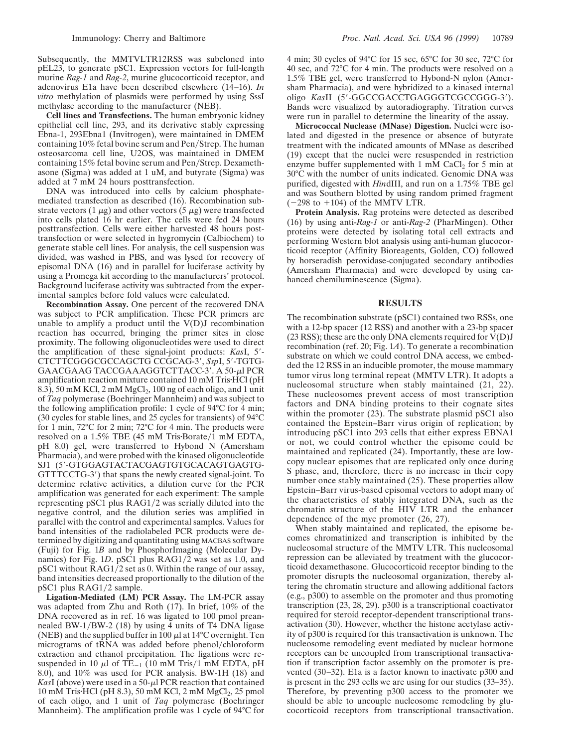Subsequently, the MMTVLTR12RSS was subcloned into pEL23, to generate pSC1. Expression vectors for full-length murine *Rag-1* and *Rag-2*, murine glucocorticoid receptor, and adenovirus E1a have been described elsewhere (14–16). *In vitro* methylation of plasmids were performed by using SssI methylase according to the manufacturer (NEB).

**Cell lines and Transfections.** The human embryonic kidney epithelial cell line, 293, and its derivative stably expressing Ebna-1, 293Ebna1 (Invitrogen), were maintained in DMEM containing 10% fetal bovine serum and Pen/Strep. The human osteosarcoma cell line, U2OS, was maintained in DMEM containing 15% fetal bovine serum and Pen/Strep. Dexamethasone (Sigma) was added at 1 uM, and butyrate (Sigma) was added at 7 mM 24 hours posttransfection.

DNA was introduced into cells by calcium phosphate-mediated transfection as described (16). Recombination substrate vectors (1 μg) and other vectors (5 μg) were transfected into cells plated 16 hr earlier. The cells were fed 24 hours posttransfection. Cells were either harvested 48 hours posttransfection or were selected in hygromycin (Calbiochem) to generate stable cell lines. For analysis, the cell suspension was divided, was washed in PBS, and was lysed for recovery of episomal DNA (16) and in parallel for luciferase activity by using a Promega kit according to the manufacturers' protocol. Background luciferase activity was subtracted from the experimental samples before fold values were calculated.

**Recombination Assay.** One percent of the recovered DNA was subject to PCR amplification. These PCR primers are unable to amplify a product until the V(D)J recombination reaction has occurred, bringing the primer sites in close proximity. The following oligonucleotides were used to direct the amplification of these signal-joint products: *Kas*I, 5′-CTCTTCGGGCGCCAGCTG CCGCAG-3′, *Ssp*I, 5′-TGTGGAACGAAG TACCGAAAGGTCTTACC-3′. A 50-μl PCR amplification reaction mixture contained 10 mM Tris·HCl (pH 8.3), 50 mM KCl, 2 mM $MgCl_2$, 100 ng of each oligo, and 1 unit of *Taq* polymerase (Boehringer Mannheim) and was subject to the following amplification profile: 1 cycle of 94°C for 4 min; (30 cycles for stable lines, and 25 cycles for transients) of 94°C for 1 min, 72°C for 2 min; 72°C for 4 min. The products were resolved on a 1.5% TBE (45 mM Tris·Borate/1 mM EDTA, pH 8.0) gel, were transferred to Hybond N (Amersham Pharmacia), and were probed with the kinased oligonucleotide SJ1 (5′-GTGGAGTACTACGAGTGTGCACAGTGAGTGGTTTCCTG-3′) that spans the newly created signal-joint. To determine relative activities, a dilution curve for the PCR amplification was generated for each experiment: The sample representing pSC1 plus RAG1/2 was serially diluted into the negative control, and the dilution series was amplified in parallel with the control and experimental samples. Values for band intensities of the radiolabeled PCR products were determined by digitizing and quantitating using MACBAS software (Fuji) for Fig. 1*B* and by PhosphorImaging (Molecular Dynamics) for Fig. 1*D*. pSC1 plus RAG1/2 was set as 1.0, and pSC1 without RAG1/2 set as 0. Within the range of our assay, band intensities decreased proportionally to the dilution of the pSC1 plus RAG1/2 sample.

**Ligation-Mediated (LM) PCR Assay.** The LM-PCR assay was adapted from Zhu and Roth (17). In brief, 10% of the DNA recovered as in ref. 16 was ligated to 100 pmol preannealed BW-1/BW-2 (18) by using 4 units of T4 DNA ligase (NEB) and the supplied buffer in 100 μl at 14°C overnight. Ten micrograms of tRNA was added before phenol/chloroform extraction and ethanol precipitation. The ligations were resuspended in 10 μl of $TE_{-1}$ (10 mM Tris/1 mM EDTA, pH 8.0), and 10% was used for PCR analysis. BW-1H (18) and *Kas*I (above) were used in a 50-μl PCR reaction that contained 10 mM Tris·HCl (pH 8.3), 50 mM KCl, 2 mM $MgCl_2$, 25 pmol of each oligo, and 1 unit of *Taq* polymerase (Boehringer Mannheim). The amplification profile was 1 cycle of 94°C for 4 min; 30 cycles of 94°C for 15 sec, 65°C for 30 sec, 72°C for 40 sec, and 72°C for 4 min. The products were resolved on a 1.5% TBE gel, were transferred to Hybond-N nylon (Amersham Pharmacia), and were hybridized to a kinased internal oligo *Kas*II (5′-GGCCGACCTGAGGGTCGCCGGG-3′). Bands were visualized by autoradiography. Titration curves were run in parallel to determine the linearity of the assay.

**Micrococcal Nuclease (MNase) Digestion.** Nuclei were isolated and digested in the presence or absence of butyrate treatment with the indicated amounts of MNase as described (19) except that the nuclei were resuspended in restriction enzyme buffer supplemented with 1 mM $CaCl_2$ for 5 min at 30°C with the number of units indicated. Genomic DNA was purified, digested with *Hin*dIII, and run on a 1.75% TBE gel and was Southern blotted by using random primed fragment (−298 to +104) of the MMTV LTR.

**Protein Analysis.** Rag proteins were detected as described (16) by using anti-*Rag-1* or anti-*Rag-2* (PharMingen). Other proteins were detected by isolating total cell extracts and performing Western blot analysis using anti-human glucocorticoid receptor (Affinity Bioreagents, Golden, CO) followed by horseradish peroxidase-conjugated secondary antibodies (Amersham Pharmacia) and were developed by using enhanced chemiluminescence (Sigma).

## RESULTS

The recombination substrate (pSC1) contained two RSSs, one with a 12-bp spacer (12 RSS) and another with a 23-bp spacer (23 RSS); these are the only DNA elements required for V(D)J recombination (ref. 20; Fig. 1*A*). To generate a recombination substrate on which we could control DNA access, we embedded the 12 RSS in an inducible promoter, the mouse mammary tumor virus long terminal repeat (MMTV LTR). It adopts a nucleosomal structure when stably maintained (21, 22). These nucleosomes prevent access of most transcription factors and DNA binding proteins to their cognate sites within the promoter (23). The substrate plasmid pSC1 also contained the Epstein–Barr virus origin of replication; by introducing pSC1 into 293 cells that either express EBNA1 or not, we could control whether the episome could be maintained and replicated (24). Importantly, these are low-copy nuclear episomes that are replicated only once during S phase, and, therefore, there is no increase in their copy number once stably maintained (25). These properties allow Epstein–Barr virus-based episomal vectors to adopt many of the characteristics of stably integrated DNA, such as the chromatin structure of the HIV LTR and the enhancer dependence of the myc promoter (26, 27).

When stably maintained and replicated, the episome becomes chromatinized and transcription is inhibited by the nucleosomal structure of the MMTV LTR. This nucleosomal repression can be alleviated by treatment with the glucocorticoid dexamethasone. Glucocorticoid receptor binding to the promoter disrupts the nucleosomal organization, thereby altering the chromatin structure and allowing additional factors (e.g., p300) to assemble on the promoter and thus promoting transcription (23, 28, 29). p300 is a transcriptional coactivator required for steroid receptor-dependent transcriptional transactivation (30). However, whether the histone acetylase activity of p300 is required for this transactivation is unknown. The nucleosome remodeling event mediated by nuclear hormone receptors can be uncoupled from transcriptional transactivation if transcription factor assembly on the promoter is prevented (30–32). E1a is a factor known to inactivate p300 and is present in the 293 cells we are using for our studies (33–35). Therefore, by preventing p300 access to the promoter we should be able to uncouple nucleosome remodeling by glucocorticoid receptors from transcriptional transactivation.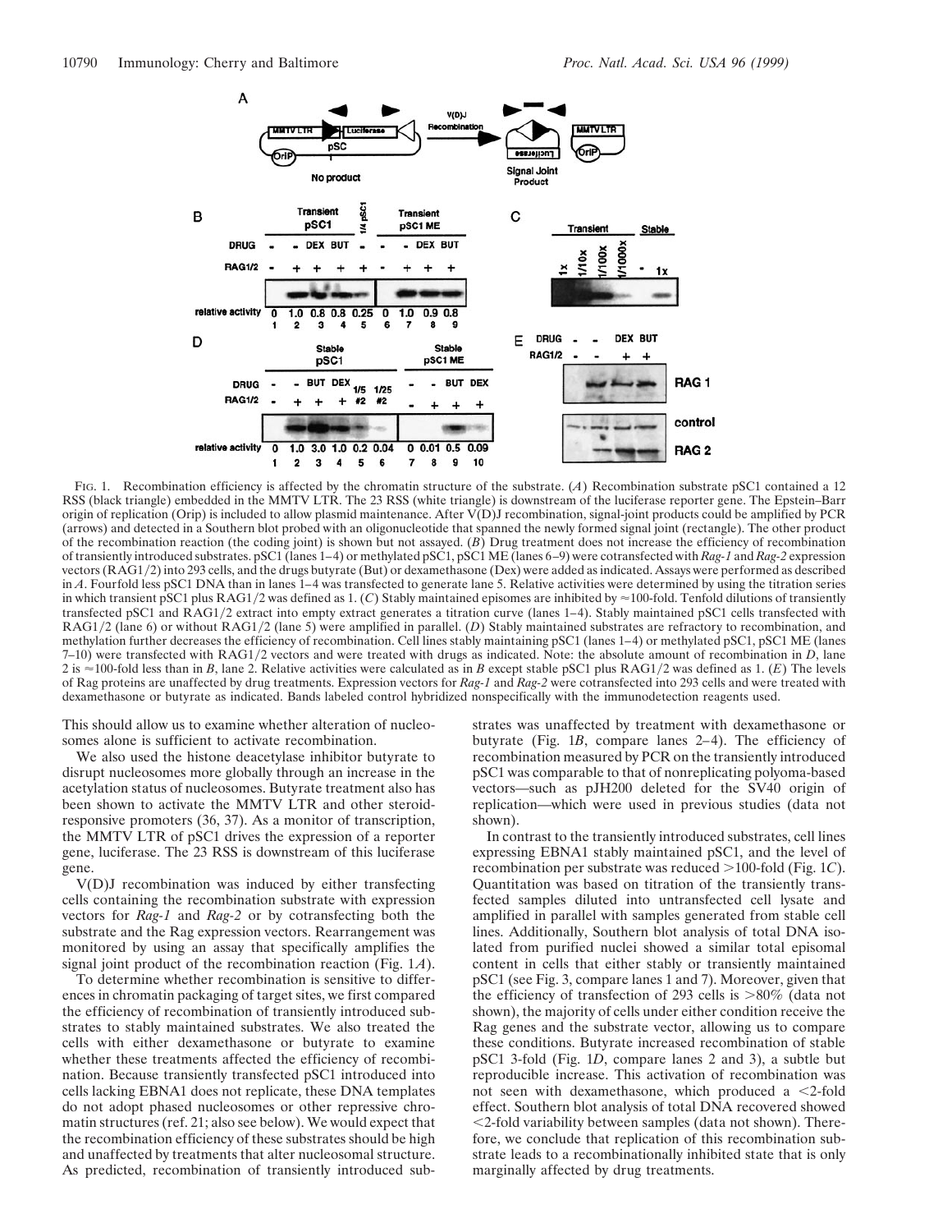FIG. 1. Recombination efficiency is affected by the chromatin structure of the substrate. (*A*) Recombination substrate pSC1 contained a 12 RSS (black triangle) embedded in the MMTV LTR. The 23 RSS (white triangle) is downstream of the luciferase reporter gene. The Epstein–Barr origin of replication (Orip) is included to allow plasmid maintenance. After V(D)J recombination, signal-joint products could be amplified by PCR (arrows) and detected in a Southern blot probed with an oligonucleotide that spanned the newly formed signal joint (rectangle). The other product of the recombination reaction (the coding joint) is shown but not assayed. (*B*) Drug treatment does not increase the efficiency of recombination of transiently introduced substrates. pSC1 (lanes 1–4) or methylated pSC1, pSC1 ME (lanes 6–9) were cotransfected with *Rag-1* and *Rag-2* expression vectors (RAG1/2) into 293 cells, and the drugs butyrate (But) or dexamethasone (Dex) were added as indicated. Assays were performed as described in *A*. Fourfold less pSC1 DNA than in lanes 1–4 was transfected to generate lane 5. Relative activities were determined by using the titration series in which transient pSC1 plus RAG1/2 was defined as 1. (*C*) Stably maintained episomes are inhibited by ≈100-fold. Tenfold dilutions of transiently transfected pSC1 and RAG1/2 extract into empty extract generates a titration curve (lanes 1–4). Stably maintained pSC1 cells transfected with RAG1/2 (lane 6) or without RAG1/2 (lane 5) were amplified in parallel. (*D*) Stably maintained substrates are refractory to recombination, and methylation further decreases the efficiency of recombination. Cell lines stably maintaining pSC1 (lanes 1–4) or methylated pSC1, pSC1 ME (lanes 7–10) were transfected with RAG1/2 vectors and were treated with drugs as indicated. Note: the absolute amount of recombination in *D*, lane 2 is ≈100-fold less than in *B*, lane 2. Relative activities were calculated as in *B* except stable pSC1 plus RAG1/2 was defined as 1. (*E*) The levels of Rag proteins are unaffected by drug treatments. Expression vectors for *Rag-1* and *Rag-2* were cotransfected into 293 cells and were treated with dexamethasone or butyrate as indicated. Bands labeled control hybridized nonspecifically with the immunodetection reagents used.

This should allow us to examine whether alteration of nucleosomes alone is sufficient to activate recombination.

We also used the histone deacetylase inhibitor butyrate to disrupt nucleosomes more globally through an increase in the acetylation status of nucleosomes. Butyrate treatment also has been shown to activate the MMTV LTR and other steroid-responsive promoters (36, 37). As a monitor of transcription, the MMTV LTR of pSC1 drives the expression of a reporter gene, luciferase. The 23 RSS is downstream of this luciferase gene.

V(D)J recombination was induced by either transfecting cells containing the recombination substrate with expression vectors for *Rag-1* and *Rag-2* or by cotransfecting both the substrate and the Rag expression vectors. Rearrangement was monitored by using an assay that specifically amplifies the signal joint product of the recombination reaction (Fig. 1*A*).

To determine whether recombination is sensitive to differences in chromatin packaging of target sites, we first compared the efficiency of recombination of transiently introduced substrates to stably maintained substrates. We also treated the cells with either dexamethasone or butyrate to examine whether these treatments affected the efficiency of recombination. Because transiently transfected pSC1 introduced into cells lacking EBNA1 does not replicate, these DNA templates do not adopt phased nucleosomes or other repressive chromatin structures (ref. 21; also see below). We would expect that the recombination efficiency of these substrates should be high and unaffected by treatments that alter nucleosomal structure. As predicted, recombination of transiently introduced substrates was unaffected by treatment with dexamethasone or butyrate (Fig. 1*B*, compare lanes 2–4). The efficiency of recombination measured by PCR on the transiently introduced pSC1 was comparable to that of nonreplicating polyoma-based vectors—such as pJH200 deleted for the SV40 origin of replication—which were used in previous studies (data not shown).

In contrast to the transiently introduced substrates, cell lines expressing EBNA1 stably maintained pSC1, and the level of recombination per substrate was reduced >100-fold (Fig. 1*C*). Quantitation was based on titration of the transiently transfected samples diluted into untransfected cell lysate and amplified in parallel with samples generated from stable cell lines. Additionally, Southern blot analysis of total DNA isolated from purified nuclei showed a similar total episomal content in cells that either stably or transiently maintained pSC1 (see Fig. 3, compare lanes 1 and 7). Moreover, given that the efficiency of transfection of 293 cells is >80% (data not shown), the majority of cells under either condition receive the Rag genes and the substrate vector, allowing us to compare these conditions. Butyrate increased recombination of stable pSC1 3-fold (Fig. 1*D*, compare lanes 2 and 3), a subtle but reproducible increase. This activation of recombination was not seen with dexamethasone, which produced a <2-fold effect. Southern blot analysis of total DNA recovered showed <2-fold variability between samples (data not shown). Therefore, we conclude that replication of this recombination substrate leads to a recombinationally inhibited state that is only marginally affected by drug treatments.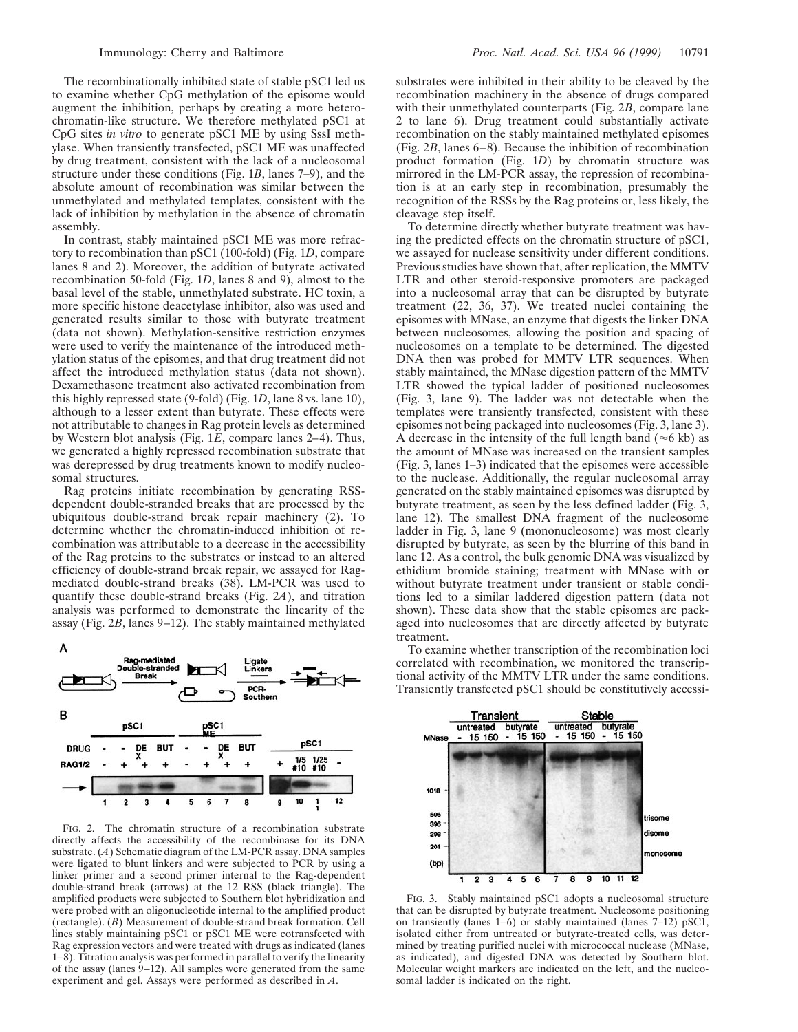The recombinationally inhibited state of stable pSC1 led us to examine whether CpG methylation of the episome would augment the inhibition, perhaps by creating a more heterochromatin-like structure. We therefore methylated pSC1 at CpG sites *in vitro* to generate pSC1 ME by using SssI methylase. When transiently transfected, pSC1 ME was unaffected by drug treatment, consistent with the lack of a nucleosomal structure under these conditions (Fig. 1*B*, lanes 7–9), and the absolute amount of recombination was similar between the unmethylated and methylated templates, consistent with the lack of inhibition by methylation in the absence of chromatin assembly.

In contrast, stably maintained pSC1 ME was more refractory to recombination than pSC1 (100-fold) (Fig. 1*D*, compare lanes 8 and 2). Moreover, the addition of butyrate activated recombination 50-fold (Fig. 1*D*, lanes 8 and 9), almost to the basal level of the stable, unmethylated substrate. HC toxin, a more specific histone deacetylase inhibitor, also was used and generated results similar to those with butyrate treatment (data not shown). Methylation-sensitive restriction enzymes were used to verify the maintenance of the introduced methylation status of the episomes, and that drug treatment did not affect the introduced methylation status (data not shown). Dexamethasone treatment also activated recombination from this highly repressed state (9-fold) (Fig. 1*D*, lane 8 vs. lane 10), although to a lesser extent than butyrate. These effects were not attributable to changes in Rag protein levels as determined by Western blot analysis (Fig. 1*E*, compare lanes 2–4). Thus, we generated a highly repressed recombination substrate that was derepressed by drug treatments known to modify nucleosomal structures.

Rag proteins initiate recombination by generating RSS-dependent double-stranded breaks that are processed by the ubiquitous double-strand break repair machinery (2). To determine whether the chromatin-induced inhibition of recombination was attributable to a decrease in the accessibility of the Rag proteins to the substrates or instead to an altered efficiency of double-strand break repair, we assayed for Rag-mediated double-strand breaks (38). LM-PCR was used to quantify these double-strand breaks (Fig. 2*A*), and titration analysis was performed to demonstrate the linearity of the assay (Fig. 2*B*, lanes 9–12). The stably maintained methylated substrates were inhibited in their ability to be cleaved by the recombination machinery in the absence of drugs compared with their unmethylated counterparts (Fig. 2*B*, compare lane 2 to lane 6). Drug treatment could substantially activate recombination on the stably maintained methylated episomes (Fig. 2*B*, lanes 6–8). Because the inhibition of recombination product formation (Fig. 1*D*) by chromatin structure was mirrored in the LM-PCR assay, the repression of recombination is at an early step in recombination, presumably the recognition of the RSSs by the Rag proteins or, less likely, the cleavage step itself.

FIG. 2. The chromatin structure of a recombination substrate directly affects the accessibility of the recombinase for its DNA substrate. (*A*) Schematic diagram of the LM-PCR assay. DNA samples were ligated to blunt linkers and were subjected to PCR by using a linker primer and a second primer internal to the Rag-dependent double-strand break (arrows) at the 12 RSS (black triangle). The amplified products were subjected to Southern blot hybridization and were probed with an oligonucleotide internal to the amplified product (rectangle). (*B*) Measurement of double-strand break formation. Cell lines stably maintaining pSC1 or pSC1 ME were cotransfected with Rag expression vectors and were treated with drugs as indicated (lanes 1–8). Titration analysis was performed in parallel to verify the linearity of the assay (lanes 9–12). All samples were generated from the same experiment and gel. Assays were performed as described in *A*.

To determine directly whether butyrate treatment was having the predicted effects on the chromatin structure of pSC1, we assayed for nuclease sensitivity under different conditions. Previous studies have shown that, after replication, the MMTV LTR and other steroid-responsive promoters are packaged into a nucleosomal array that can be disrupted by butyrate treatment (22, 36, 37). We treated nuclei containing the episomes with MNase, an enzyme that digests the linker DNA between nucleosomes, allowing the position and spacing of nucleosomes on a template to be determined. The digested DNA then was probed for MMTV LTR sequences. When stably maintained, the MNase digestion pattern of the MMTV LTR showed the typical ladder of positioned nucleosomes (Fig. 3, lane 9). The ladder was not detectable when the templates were transiently transfected, consistent with these episomes not being packaged into nucleosomes (Fig. 3, lane 3). A decrease in the intensity of the full length band (≈6 kb) as the amount of MNase was increased on the transient samples (Fig. 3, lanes 1–3) indicated that the episomes were accessible to the nuclease. Additionally, the regular nucleosomal array generated on the stably maintained episomes was disrupted by butyrate treatment, as seen by the less defined ladder (Fig. 3, lane 12). The smallest DNA fragment of the nucleosome ladder in Fig. 3, lane 9 (mononucleosome) was most clearly disrupted by butyrate, as seen by the blurring of this band in lane 12. As a control, the bulk genomic DNA was visualized by ethidium bromide staining; treatment with MNase with or without butyrate treatment under transient or stable conditions led to a similar laddered digestion pattern (data not shown). These data show that the stable episomes are packaged into nucleosomes that are directly affected by butyrate treatment.

To examine whether transcription of the recombination loci correlated with recombination, we monitored the transcriptional activity of the MMTV LTR under the same conditions. Transiently transfected pSC1 should be constitutively accessi-

FIG. 3. Stably maintained pSC1 adopts a nucleosomal structure that can be disrupted by butyrate treatment. Nucleosome positioning on transiently (lanes 1–6) or stably maintained (lanes 7–12) pSC1, isolated either from untreated or butyrate-treated cells, was determined by treating purified nuclei with micrococcal nuclease (MNase, as indicated), and digested DNA was detected by Southern blot. Molecular weight markers are indicated on the left, and the nucleosomal ladder is indicated on the right.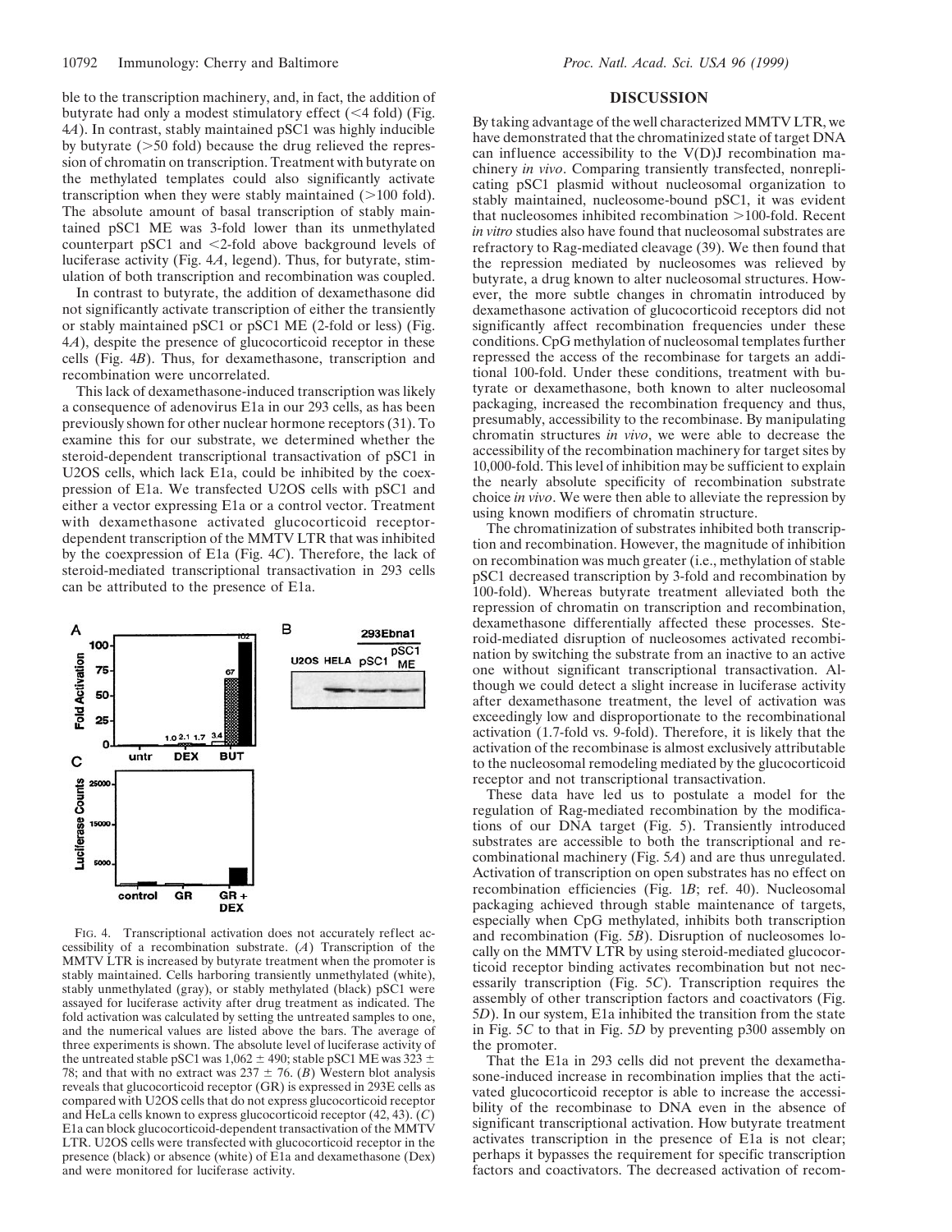ble to the transcription machinery, and, in fact, the addition of butyrate had only a modest stimulatory effect (<4 fold) (Fig. 4*A*). In contrast, stably maintained pSC1 was highly inducible by butyrate (>50 fold) because the drug relieved the repression of chromatin on transcription. Treatment with butyrate on the methylated templates could also significantly activate transcription when they were stably maintained (>100 fold). The absolute amount of basal transcription of stably maintained pSC1 ME was 3-fold lower than its unmethylated counterpart pSC1 and <2-fold above background levels of luciferase activity (Fig. 4*A*, legend). Thus, for butyrate, stimulation of both transcription and recombination was coupled.

In contrast to butyrate, the addition of dexamethasone did not significantly activate transcription of either the transiently or stably maintained pSC1 or pSC1 ME (2-fold or less) (Fig. 4*A*), despite the presence of glucocorticoid receptor in these cells (Fig. 4*B*). Thus, for dexamethasone, transcription and recombination were uncorrelated.

This lack of dexamethasone-induced transcription was likely a consequence of adenovirus E1a in our 293 cells, as has been previously shown for other nuclear hormone receptors (31). To examine this for our substrate, we determined whether the steroid-dependent transcriptional transactivation of pSC1 in U2OS cells, which lack E1a, could be inhibited by the coexpression of E1a. We transfected U2OS cells with pSC1 and either a vector expressing E1a or a control vector. Treatment with dexamethasone activated glucocorticoid receptor-dependent transcription of the MMTV LTR that was inhibited by the coexpression of E1a (Fig. 4*C*). Therefore, the lack of steroid-mediated transcriptional transactivation in 293 cells can be attributed to the presence of E1a.

FIG. 4. Transcriptional activation does not accurately reflect accessibility of a recombination substrate. (*A*) Transcription of the MMTV LTR is increased by butyrate treatment when the promoter is stably maintained. Cells harboring transiently unmethylated (white), stably unmethylated (gray), or stably methylated (black) pSC1 were assayed for luciferase activity after drug treatment as indicated. The fold activation was calculated by setting the untreated samples to one, and the numerical values are listed above the bars. The average of three experiments is shown. The absolute level of luciferase activity of the untreated stable pSC1 was 1,062 ± 490; stable pSC1 ME was 323 ± 78; and that with no extract was 237 ± 76. (*B*) Western blot analysis reveals that glucocorticoid receptor (GR) is expressed in 293E cells as compared with U2OS cells that do not express glucocorticoid receptor and HeLa cells known to express glucocorticoid receptor (42, 43). (*C*) E1a can block glucocorticoid-dependent transactivation of the MMTV LTR. U2OS cells were transfected with glucocorticoid receptor in the presence (black) or absence (white) of E1a and dexamethasone (Dex) and were monitored for luciferase activity.

## DISCUSSION

By taking advantage of the well characterized MMTV LTR, we have demonstrated that the chromatinized state of target DNA can influence accessibility to the V(D)J recombination machinery *in vivo*. Comparing transiently transfected, nonreplicating pSC1 plasmid without nucleosomal organization to stably maintained, nucleosome-bound pSC1, it was evident that nucleosomes inhibited recombination >100-fold. Recent *in vitro* studies also have found that nucleosomal substrates are refractory to Rag-mediated cleavage (39). We then found that the repression mediated by nucleosomes was relieved by butyrate, a drug known to alter nucleosomal structures. However, the more subtle changes in chromatin introduced by dexamethasone activation of glucocorticoid receptors did not significantly affect recombination frequencies under these conditions. CpG methylation of nucleosomal templates further repressed the access of the recombinase for targets an additional 100-fold. Under these conditions, treatment with butyrate or dexamethasone, both known to alter nucleosomal packaging, increased the recombination frequency and thus, presumably, accessibility to the recombinase. By manipulating chromatin structures *in vivo*, we were able to decrease the accessibility of the recombination machinery for target sites by 10,000-fold. This level of inhibition may be sufficient to explain the nearly absolute specificity of recombination substrate choice *in vivo*. We were then able to alleviate the repression by using known modifiers of chromatin structure.

The chromatinization of substrates inhibited both transcription and recombination. However, the magnitude of inhibition on recombination was much greater (i.e., methylation of stable pSC1 decreased transcription by 3-fold and recombination by 100-fold). Whereas butyrate treatment alleviated both the repression of chromatin on transcription and recombination, dexamethasone differentially affected these processes. Steroid-mediated disruption of nucleosomes activated recombination by switching the substrate from an inactive to an active one without significant transcriptional transactivation. Although we could detect a slight increase in luciferase activity after dexamethasone treatment, the level of activation was exceedingly low and disproportionate to the recombinational activation (1.7-fold vs. 9-fold). Therefore, it is likely that the activation of the recombinase is almost exclusively attributable to the nucleosomal remodeling mediated by the glucocorticoid receptor and not transcriptional transactivation.

These data have led us to postulate a model for the regulation of Rag-mediated recombination by the modifications of our DNA target (Fig. 5). Transiently introduced substrates are accessible to both the transcriptional and recombinational machinery (Fig. 5*A*) and are thus unregulated. Activation of transcription on open substrates has no effect on recombination efficiencies (Fig. 1*B*; ref. 40). Nucleosomal packaging achieved through stable maintenance of targets, especially when CpG methylated, inhibits both transcription and recombination (Fig. 5*B*). Disruption of nucleosomes locally on the MMTV LTR by using steroid-mediated glucocorticoid receptor binding activates recombination but not necessarily transcription (Fig. 5*C*). Transcription requires the assembly of other transcription factors and coactivators (Fig. 5*D*). In our system, E1a inhibited the transition from the state in Fig. 5*C* to that in Fig. 5*D* by preventing p300 assembly on the promoter.

That the E1a in 293 cells did not prevent the dexamethasone-induced increase in recombination implies that the activated glucocorticoid receptor is able to increase the accessibility of the recombinase to DNA even in the absence of significant transcriptional activation. How butyrate treatment activates transcription in the presence of E1a is not clear; perhaps it bypasses the requirement for specific transcription factors and coactivators. The decreased activation of recom-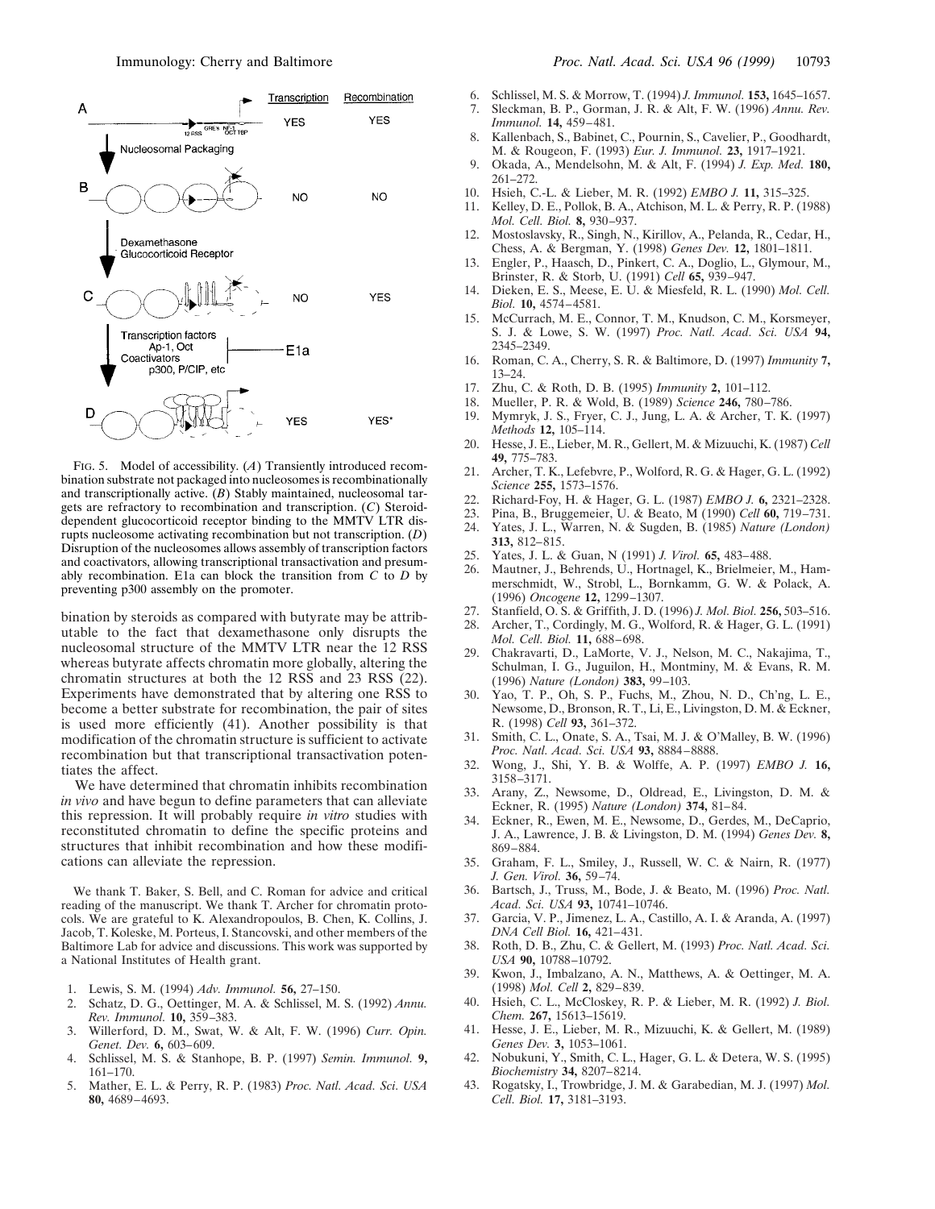A

Transcription Recombination

12 RSS GRE's NF-1 OCT TBP

YES YES

Nucleosomal Packaging

B

NO NO

Dexamethasone
Glucocorticoid Receptor

C

NO YES

Transcription factors
Ap-1, Oct
Coactivators
p300, P/CIP, etc

E1a

D

YES YES*

FIG. 5. Model of accessibility. (*A*) Transiently introduced recombination substrate not packaged into nucleosomes is recombinationally and transcriptionally active. (*B*) Stably maintained, nucleosomal targets are refractory to recombination and transcription. (*C*) Steroid-dependent glucocorticoid receptor binding to the MMTV LTR disrupts nucleosome activating recombination but not transcription. (*D*) Disruption of the nucleosomes allows assembly of transcription factors and coactivators, allowing transcriptional transactivation and presumably recombination. E1a can block the transition from *C* to *D* by preventing p300 assembly on the promoter.

bination by steroids as compared with butyrate may be attributable to the fact that dexamethasone only disrupts the nucleosomal structure of the MMTV LTR near the 12 RSS whereas butyrate affects chromatin more globally, altering the chromatin structures at both the 12 RSS and 23 RSS (22). Experiments have demonstrated that by altering one RSS to become a better substrate for recombination, the pair of sites is used more efficiently (41). Another possibility is that modification of the chromatin structure is sufficient to activate recombination but that transcriptional transactivation potentiates the affect.

We have determined that chromatin inhibits recombination *in vivo* and have begun to define parameters that can alleviate this repression. It will probably require *in vitro* studies with reconstituted chromatin to define the specific proteins and structures that inhibit recombination and how these modifications can alleviate the repression.

We thank T. Baker, S. Bell, and C. Roman for advice and critical reading of the manuscript. We thank T. Archer for chromatin protocols. We are grateful to K. Alexandropoulos, B. Chen, K. Collins, J. Jacob, T. Koleske, M. Porteus, I. Stancovski, and other members of the Baltimore Lab for advice and discussions. This work was supported by a National Institutes of Health grant.

1. Lewis, S. M. (1994) *Adv. Immunol.* **56,** 27–150.
2. Schatz, D. G., Oettinger, M. A. & Schlissel, M. S. (1992) *Annu. Rev. Immunol.* **10,** 359–383.
3. Willerford, D. M., Swat, W. & Alt, F. W. (1996) *Curr. Opin. Genet. Dev.* **6,** 603–609.
4. Schlissel, M. S. & Stanhope, B. P. (1997) *Semin. Immunol.* **9,** 161–170.
5. Mather, E. L. & Perry, R. P. (1983) *Proc. Natl. Acad. Sci. USA* **80,** 4689–4693.
6. Schlissel, M. S. & Morrow, T. (1994) *J. Immunol.* **153,** 1645–1657.
7. Sleckman, B. P., Gorman, J. R. & Alt, F. W. (1996) *Annu. Rev. Immunol.* **14,** 459–481.
8. Kallenbach, S., Babinet, C., Pournin, S., Cavelier, P., Goodhardt, M. & Rougeon, F. (1993) *Eur. J. Immunol.* **23,** 1917–1921.
9. Okada, A., Mendelsohn, M. & Alt, F. (1994) *J. Exp. Med.* **180,** 261–272.
10. Hsieh, C.-L. & Lieber, M. R. (1992) *EMBO J.* **11,** 315–325.
11. Kelley, D. E., Pollok, B. A., Atchison, M. L. & Perry, R. P. (1988) *Mol. Cell. Biol.* **8,** 930–937.
12. Mostoslavsky, R., Singh, N., Kirillov, A., Pelanda, R., Cedar, H., Chess, A. & Bergman, Y. (1998) *Genes Dev.* **12,** 1801–1811.
13. Engler, P., Haasch, D., Pinkert, C. A., Doglio, L., Glymour, M., Brinster, R. & Storb, U. (1991) *Cell* **65,** 939–947.
14. Dieken, E. S., Meese, E. U. & Miesfeld, R. L. (1990) *Mol. Cell. Biol.* **10,** 4574–4581.
15. McCurrach, M. E., Connor, T. M., Knudson, C. M., Korsmeyer, S. J. & Lowe, S. W. (1997) *Proc. Natl. Acad. Sci. USA* **94,** 2345–2349.
16. Roman, C. A., Cherry, S. R. & Baltimore, D. (1997) *Immunity* **7,** 13–24.
17. Zhu, C. & Roth, D. B. (1995) *Immunity* **2,** 101–112.
18. Mueller, P. R. & Wold, B. (1989) *Science* **246,** 780–786.
19. Mymryk, J. S., Fryer, C. J., Jung, L. A. & Archer, T. K. (1997) *Methods* **12,** 105–114.
20. Hesse, J. E., Lieber, M. R., Gellert, M. & Mizuuchi, K. (1987) *Cell* **49,** 775–783.
21. Archer, T. K., Lefebvre, P., Wolford, R. G. & Hager, G. L. (1992) *Science* **255,** 1573–1576.
22. Richard-Foy, H. & Hager, G. L. (1987) *EMBO J.* **6,** 2321–2328.
23. Pina, B., Bruggemeier, U. & Beato, M (1990) *Cell* **60,** 719–731.
24. Yates, J. L., Warren, N. & Sugden, B. (1985) *Nature (London)* **313,** 812–815.
25. Yates, J. L. & Guan, N (1991) *J. Virol.* **65,** 483–488.
26. Mautner, J., Behrends, U., Hortnagel, K., Brielmeier, M., Hammerschmidt, W., Strobl, L., Bornkamm, G. W. & Polack, A. (1996) *Oncogene* **12,** 1299–1307.
27. Stanfield, O. S. & Griffith, J. D. (1996) *J. Mol. Biol.* **256,** 503–516.
28. Archer, T. K., Cordingly, M. G., Wolford, R. & Hager, G. L. (1991) *Mol. Cell. Biol.* **11,** 688–698.
29. Chakravarti, D., LaMorte, V. J., Nelson, M. C., Nakajima, T., Schulman, I. G., Juguilon, H., Montminy, M. & Evans, R. M. (1996) *Nature (London)* **383,** 99–103.
30. Yao, T. P., Oh, S. P., Fuchs, M., Zhou, N. D., Ch'ng, L. E., Newsome, D., Bronson, R. T., Li, E., Livingston, D. M. & Eckner, R. (1998) *Cell* **93,** 361–372.
31. Smith, C. L., Onate, S. A., Tsai, M. J. & O'Malley, B. W. (1996) *Proc. Natl. Acad. Sci. USA* **93,** 8884–8888.
32. Wong, J., Shi, Y. B. & Wolffe, A. P. (1997) *EMBO J.* **16,** 3158–3171.
33. Arany, Z., Newsome, D., Oldread, E., Livingston, D. M. & Eckner, R. (1995) *Nature (London)* **374,** 81–84.
34. Eckner, R., Ewen, M. E., Newsome, D., Gerdes, M., DeCaprio, J. A., Lawrence, J. B. & Livingston, D. M. (1994) *Genes Dev.* **8,** 869–884.
35. Graham, F. L., Smiley, J., Russell, W. C. & Nairn, R. (1977) *J. Gen. Virol.* **36,** 59–74.
36. Bartsch, J., Truss, M., Bode, J. & Beato, M. (1996) *Proc. Natl. Acad. Sci. USA* **93,** 10741–10746.
37. Garcia, V. P., Jimenez, L. A., Castillo, A. I. & Aranda, A. (1997) *DNA Cell Biol.* **16,** 421–431.
38. Roth, D. B., Zhu, C. & Gellert, M. (1993) *Proc. Natl. Acad. Sci. USA* **90,** 10788–10792.
39. Kwon, J., Imbalzano, A. N., Matthews, A. & Oettinger, M. A. (1998) *Mol. Cell* **2,** 829–839.
40. Hsieh, C. L., McCloskey, R. P. & Lieber, M. R. (1992) *J. Biol. Chem.* **267,** 15613–15619.
41. Hesse, J. E., Lieber, M. R., Mizuuchi, K. & Gellert, M. (1989) *Genes Dev.* **3,** 1053–1061.
42. Nobukuni, Y., Smith, C. L., Hager, G. L. & Detera, W. S. (1995) *Biochemistry* **34,** 8207–8214.
43. Rogatsky, I., Trowbridge, J. M. & Garabedian, M. J. (1997) *Mol. Cell. Biol.* **17,** 3181–3193.